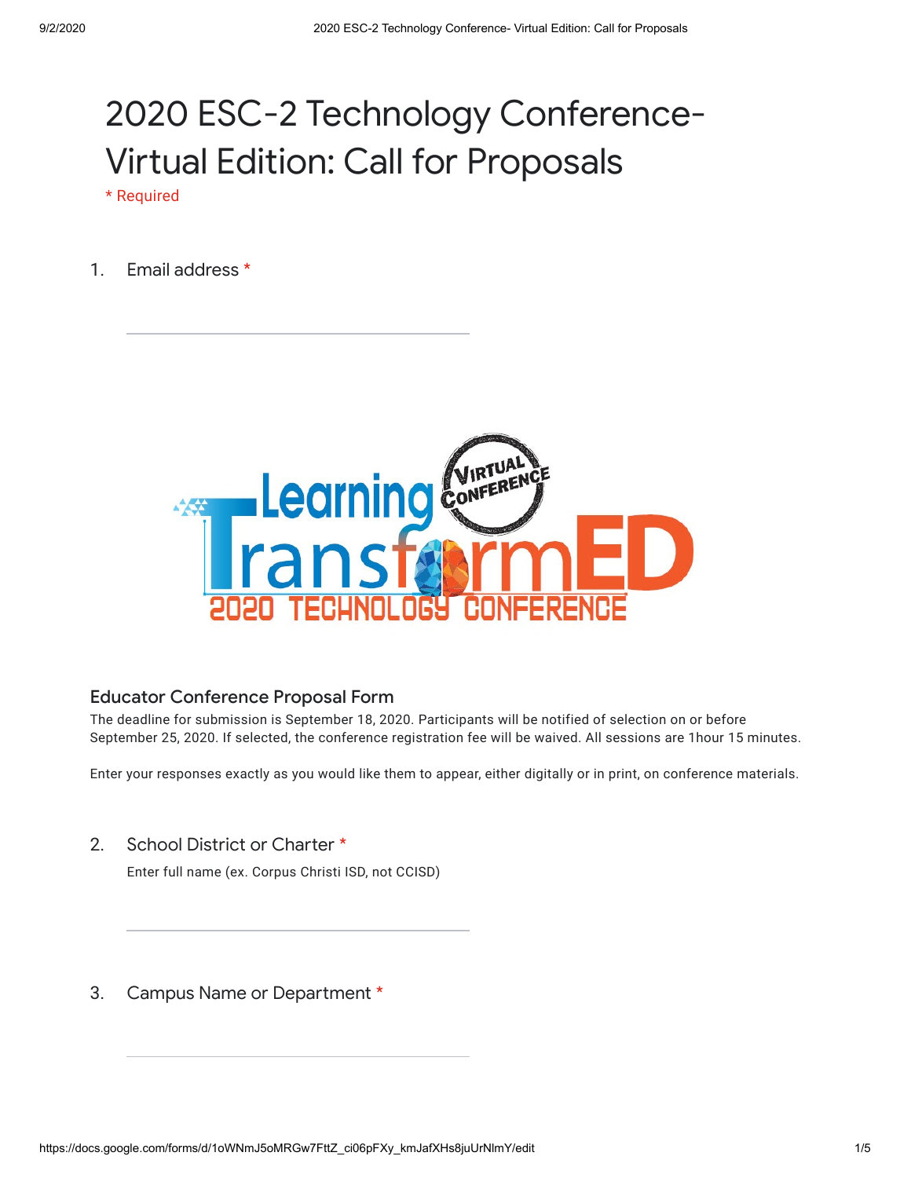# 2020 ESC-2 Technology Conference-Virtual Edition: Call for Proposals

\* Required

1. Email address *

---

## Educator Conference Proposal Form

The deadline for submission is September 18, 2020. Participants will be notified of selection on or before September 25, 2020. If selected, the conference registration fee will be waived. All sessions are 1hour 15 minutes.

Enter your responses exactly as you would like them to appear, either digitally or in print, on conference materials.

2. School District or Charter *

   Enter full name (ex. Corpus Christi ISD, not CCISD)

---

3. Campus Name or Department *

---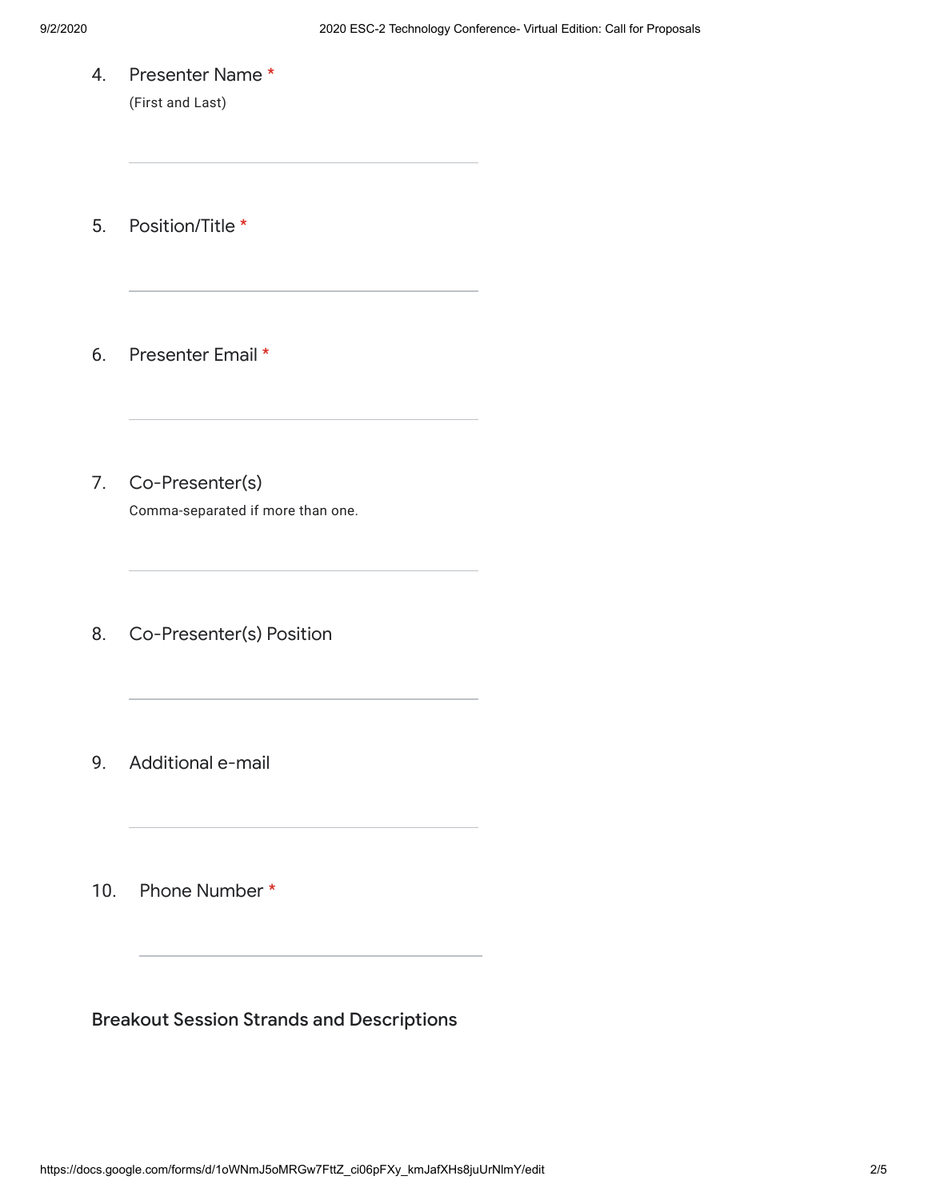4. Presenter Name *

   (First and Last)

5. Position/Title *

6. Presenter Email *

7. Co-Presenter(s)

   Comma-separated if more than one.

8. Co-Presenter(s) Position

9. Additional e-mail

10. Phone Number *

## Breakout Session Strands and Descriptions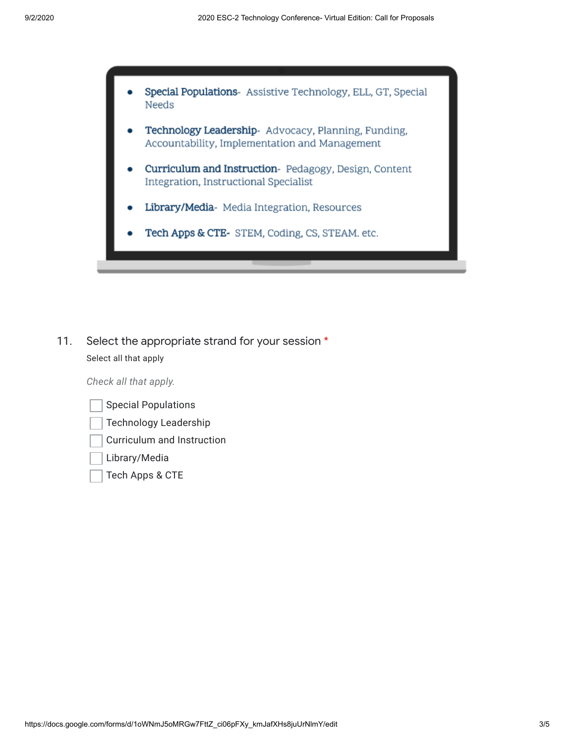- **Special Populations**- Assistive Technology, ELL, GT, Special Needs
- **Technology Leadership**- Advocacy, Planning, Funding, Accountability, Implementation and Management
- **Curriculum and Instruction**- Pedagogy, Design, Content Integration, Instructional Specialist
- **Library/Media**- Media Integration, Resources
- **Tech Apps & CTE**- STEM, Coding, CS, STEAM. etc.

11. Select the appropriate strand for your session *

Select all that apply

*Check all that apply.*

- [ ] Special Populations
- [ ] Technology Leadership
- [ ] Curriculum and Instruction
- [ ] Library/Media
- [ ] Tech Apps & CTE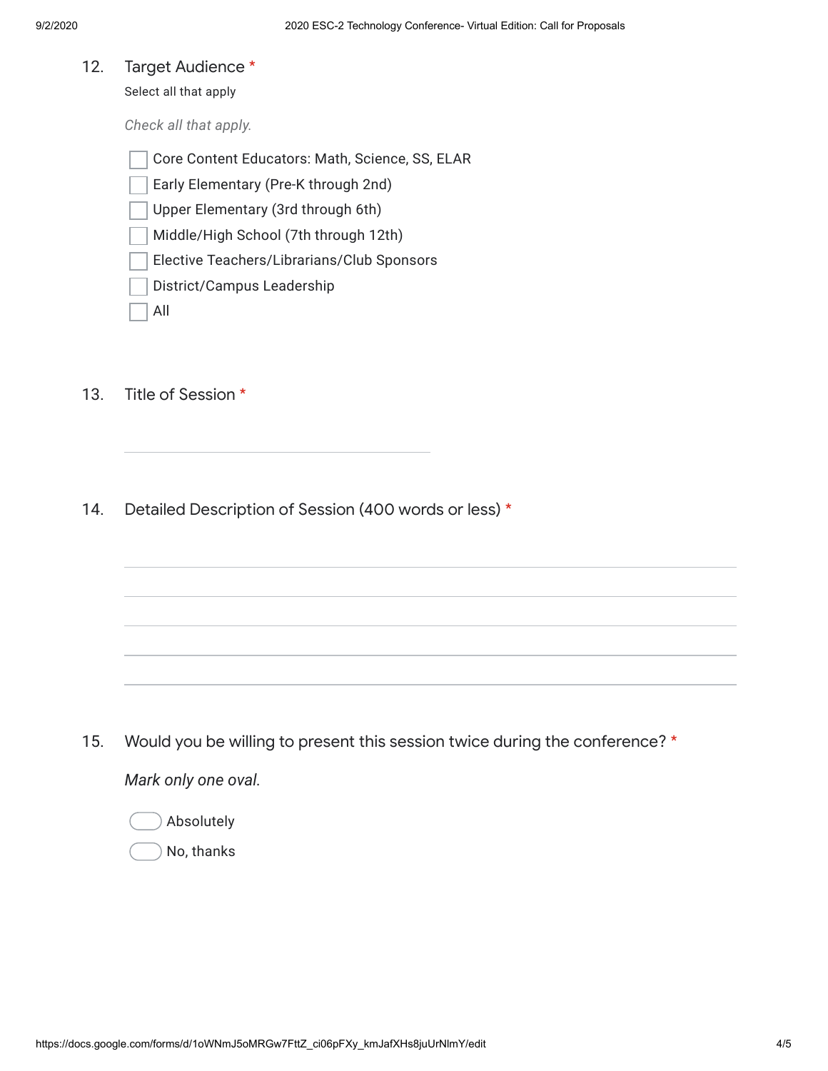12. Target Audience *

Select all that apply

*Check all that apply.*

- [ ] Core Content Educators: Math, Science, SS, ELAR
- [ ] Early Elementary (Pre-K through 2nd)
- [ ] Upper Elementary (3rd through 6th)
- [ ] Middle/High School (7th through 12th)
- [ ] Elective Teachers/Librarians/Club Sponsors
- [ ] District/Campus Leadership
- [ ] All

13. Title of Session *

\_\_\_\_\_\_\_\_\_\_\_\_\_\_\_\_\_\_\_\_\_\_\_\_\_\_\_\_\_\_\_\_\_\_\_\_\_\_\_\_

14. Detailed Description of Session (400 words or less) *

\_\_\_\_\_\_\_\_\_\_\_\_\_\_\_\_\_\_\_\_\_\_\_\_\_\_\_\_\_\_\_\_\_\_\_\_\_\_\_\_\_\_\_\_\_\_\_\_\_\_\_\_\_\_\_\_\_\_\_\_\_\_\_\_\_\_\_\_\_\_\_\_\_\_\_\_\_\_

\_\_\_\_\_\_\_\_\_\_\_\_\_\_\_\_\_\_\_\_\_\_\_\_\_\_\_\_\_\_\_\_\_\_\_\_\_\_\_\_\_\_\_\_\_\_\_\_\_\_\_\_\_\_\_\_\_\_\_\_\_\_\_\_\_\_\_\_\_\_\_\_\_\_\_\_\_\_

\_\_\_\_\_\_\_\_\_\_\_\_\_\_\_\_\_\_\_\_\_\_\_\_\_\_\_\_\_\_\_\_\_\_\_\_\_\_\_\_\_\_\_\_\_\_\_\_\_\_\_\_\_\_\_\_\_\_\_\_\_\_\_\_\_\_\_\_\_\_\_\_\_\_\_\_\_\_

\_\_\_\_\_\_\_\_\_\_\_\_\_\_\_\_\_\_\_\_\_\_\_\_\_\_\_\_\_\_\_\_\_\_\_\_\_\_\_\_\_\_\_\_\_\_\_\_\_\_\_\_\_\_\_\_\_\_\_\_\_\_\_\_\_\_\_\_\_\_\_\_\_\_\_\_\_\_

\_\_\_\_\_\_\_\_\_\_\_\_\_\_\_\_\_\_\_\_\_\_\_\_\_\_\_\_\_\_\_\_\_\_\_\_\_\_\_\_\_\_\_\_\_\_\_\_\_\_\_\_\_\_\_\_\_\_\_\_\_\_\_\_\_\_\_\_\_\_\_\_\_\_\_\_\_\_

15. Would you be willing to present this session twice during the conference? *

*Mark only one oval.*

- ( ) Absolutely
- ( ) No, thanks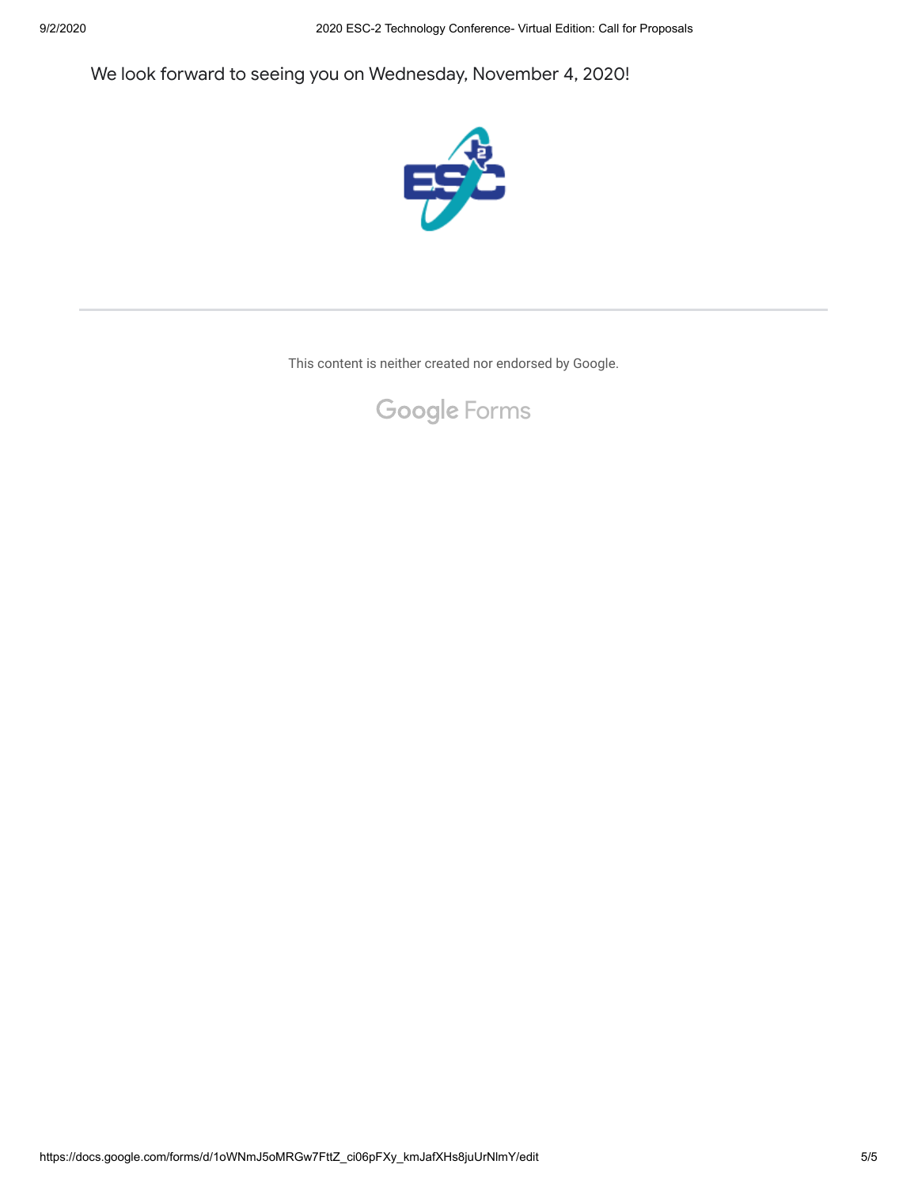We look forward to seeing you on Wednesday, November 4, 2020!

This content is neither created nor endorsed by Google.

Google Forms